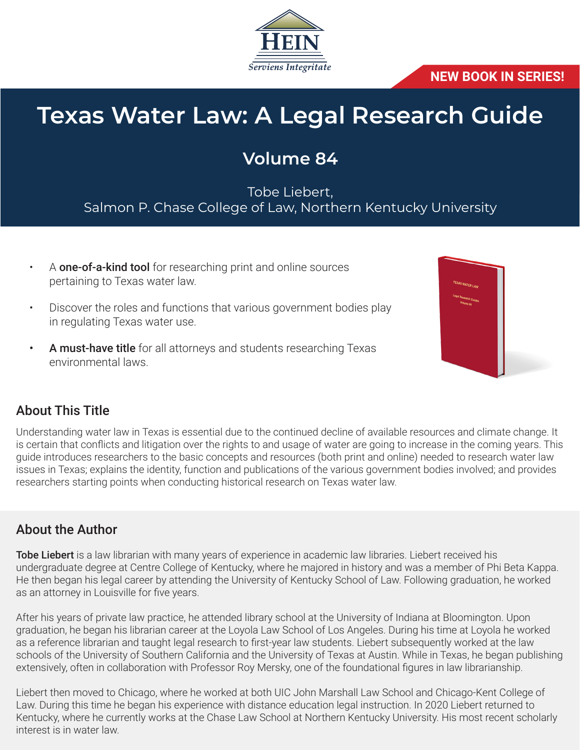HEIN

*Serviens Integritate*

**NEW BOOK IN SERIES!**

# Texas Water Law: A Legal Research Guide

## Volume 84

Tobe Liebert,
Salmon P. Chase College of Law, Northern Kentucky University

- A **one-of-a-kind tool** for researching print and online sources pertaining to Texas water law.
- Discover the roles and functions that various government bodies play in regulating Texas water use.
- **A must-have title** for all attorneys and students researching Texas environmental laws.

## About This Title

Understanding water law in Texas is essential due to the continued decline of available resources and climate change. It is certain that conflicts and litigation over the rights to and usage of water are going to increase in the coming years. This guide introduces researchers to the basic concepts and resources (both print and online) needed to research water law issues in Texas; explains the identity, function and publications of the various government bodies involved; and provides researchers starting points when conducting historical research on Texas water law.

## About the Author

**Tobe Liebert** is a law librarian with many years of experience in academic law libraries. Liebert received his undergraduate degree at Centre College of Kentucky, where he majored in history and was a member of Phi Beta Kappa. He then began his legal career by attending the University of Kentucky School of Law. Following graduation, he worked as an attorney in Louisville for five years.

After his years of private law practice, he attended library school at the University of Indiana at Bloomington. Upon graduation, he began his librarian career at the Loyola Law School of Los Angeles. During his time at Loyola he worked as a reference librarian and taught legal research to first-year law students. Liebert subsequently worked at the law schools of the University of Southern California and the University of Texas at Austin. While in Texas, he began publishing extensively, often in collaboration with Professor Roy Mersky, one of the foundational figures in law librarianship.

Liebert then moved to Chicago, where he worked at both UIC John Marshall Law School and Chicago-Kent College of Law. During this time he began his experience with distance education legal instruction. In 2020 Liebert returned to Kentucky, where he currently works at the Chase Law School at Northern Kentucky University. His most recent scholarly interest is in water law.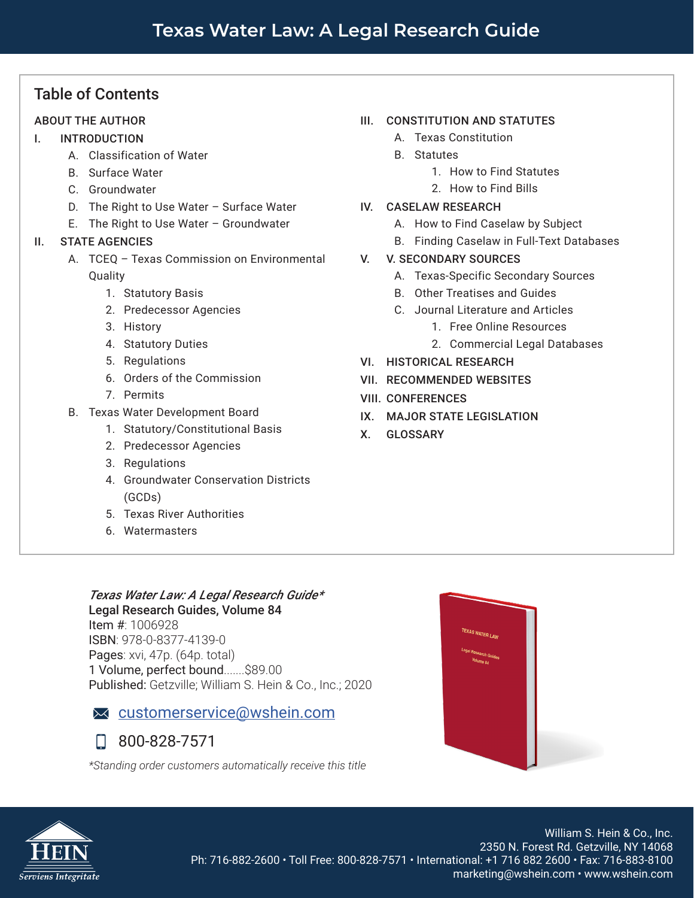# Texas Water Law: A Legal Research Guide

## Table of Contents

ABOUT THE AUTHOR

I. INTRODUCTION
- A. Classification of Water
- B. Surface Water
- C. Groundwater
- D. The Right to Use Water – Surface Water
- E. The Right to Use Water – Groundwater

II. STATE AGENCIES
- A. TCEQ – Texas Commission on Environmental Quality
  1. Statutory Basis
  2. Predecessor Agencies
  3. History
  4. Statutory Duties
  5. Regulations
  6. Orders of the Commission
  7. Permits
- B. Texas Water Development Board
  1. Statutory/Constitutional Basis
  2. Predecessor Agencies
  3. Regulations
  4. Groundwater Conservation Districts (GCDs)
  5. Texas River Authorities
  6. Watermasters

III. CONSTITUTION AND STATUTES
- A. Texas Constitution
- B. Statutes
  1. How to Find Statutes
  2. How to Find Bills

IV. CASELAW RESEARCH
- A. How to Find Caselaw by Subject
- B. Finding Caselaw in Full-Text Databases

V. V. SECONDARY SOURCES
- A. Texas-Specific Secondary Sources
- B. Other Treatises and Guides
- C. Journal Literature and Articles
  1. Free Online Resources
  2. Commercial Legal Databases

VI. HISTORICAL RESEARCH

VII. RECOMMENDED WEBSITES

VIII. CONFERENCES

IX. MAJOR STATE LEGISLATION

X. GLOSSARY

*Texas Water Law: A Legal Research Guide**
**Legal Research Guides, Volume 84**
Item #: 1006928
ISBN: 978-0-8377-4139-0
Pages: xvi, 47p. (64p. total)
1 Volume, perfect bound.......$89.00
Published: Getzville; William S. Hein & Co., Inc.; 2020

customerservice@wshein.com

800-828-7571

*Standing order customers automatically receive this title*

William S. Hein & Co., Inc.
2350 N. Forest Rd. Getzville, NY 14068
Ph: 716-882-2600 • Toll Free: 800-828-7571 • International: +1 716 882 2600 • Fax: 716-883-8100
marketing@wshein.com • www.wshein.com